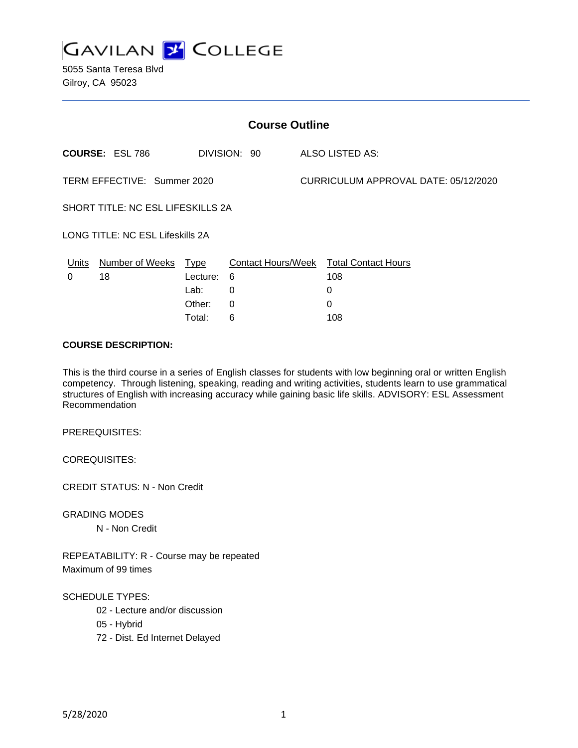GAVILAN COLLEGE

5055 Santa Teresa Blvd
Gilroy, CA 95023

## Course Outline

**COURSE:** ESL 786 DIVISION: 90 ALSO LISTED AS:

TERM EFFECTIVE: Summer 2020 CURRICULUM APPROVAL DATE: 05/12/2020

SHORT TITLE: NC ESL LIFESKILLS 2A

LONG TITLE: NC ESL Lifeskills 2A

| Units | Number of Weeks | Type | Contact Hours/Week | Total Contact Hours |
|---|---|---|---|---|
| 0 | 18 | Lecture: | 6 | 108 |
| | | Lab: | 0 | 0 |
| | | Other: | 0 | 0 |
| | | Total: | 6 | 108 |

**COURSE DESCRIPTION:**

This is the third course in a series of English classes for students with low beginning oral or written English competency. Through listening, speaking, reading and writing activities, students learn to use grammatical structures of English with increasing accuracy while gaining basic life skills. ADVISORY: ESL Assessment Recommendation

PREREQUISITES:

COREQUISITES:

CREDIT STATUS: N - Non Credit

GRADING MODES

N - Non Credit

REPEATABILITY: R - Course may be repeated
Maximum of 99 times

SCHEDULE TYPES:

02 - Lecture and/or discussion
05 - Hybrid
72 - Dist. Ed Internet Delayed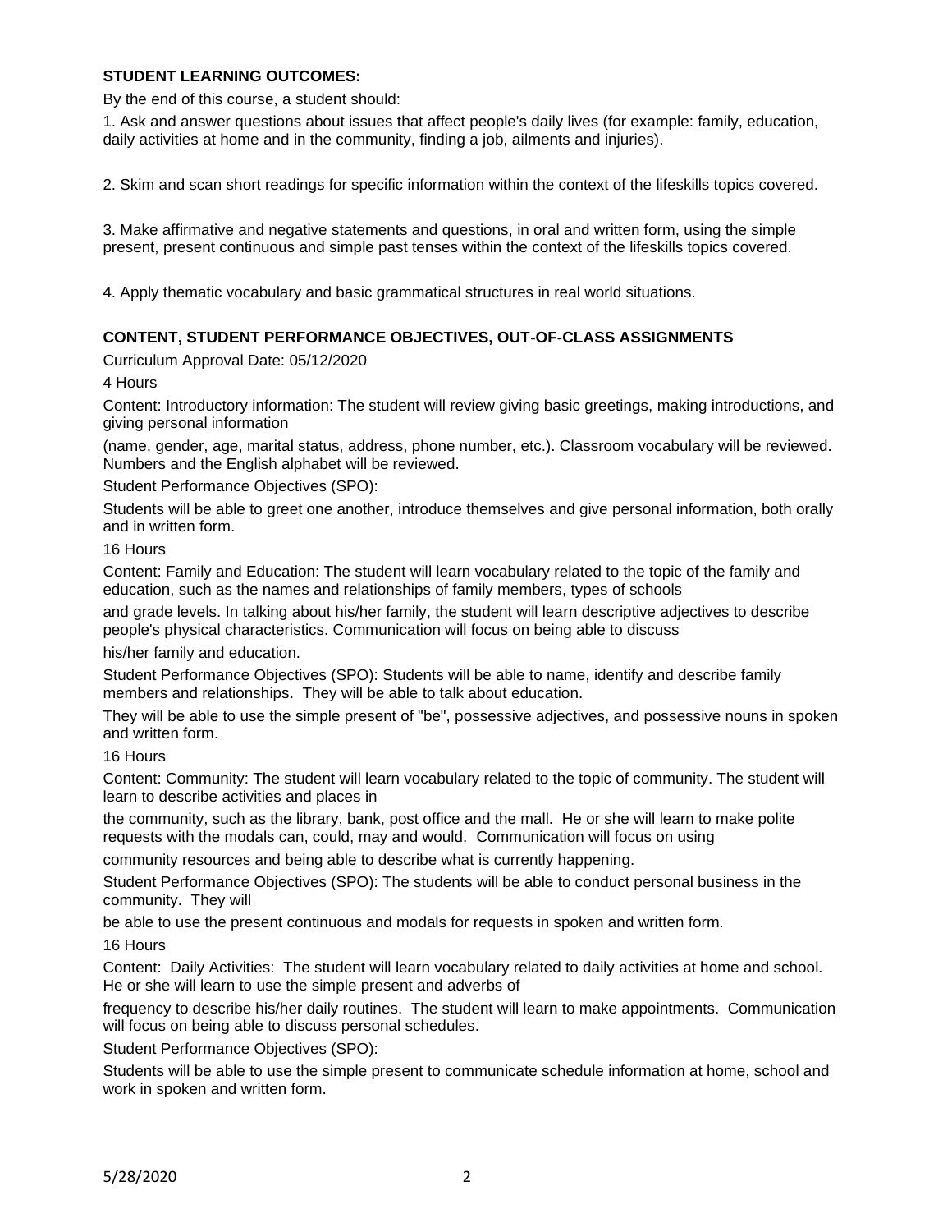**STUDENT LEARNING OUTCOMES:**

By the end of this course, a student should:

1. Ask and answer questions about issues that affect people's daily lives (for example: family, education, daily activities at home and in the community, finding a job, ailments and injuries).

2. Skim and scan short readings for specific information within the context of the lifeskills topics covered.

3. Make affirmative and negative statements and questions, in oral and written form, using the simple present, present continuous and simple past tenses within the context of the lifeskills topics covered.

4. Apply thematic vocabulary and basic grammatical structures in real world situations.

**CONTENT, STUDENT PERFORMANCE OBJECTIVES, OUT-OF-CLASS ASSIGNMENTS**

Curriculum Approval Date: 05/12/2020

4 Hours

Content: Introductory information: The student will review giving basic greetings, making introductions, and giving personal information

(name, gender, age, marital status, address, phone number, etc.). Classroom vocabulary will be reviewed. Numbers and the English alphabet will be reviewed.

Student Performance Objectives (SPO):

Students will be able to greet one another, introduce themselves and give personal information, both orally and in written form.

16 Hours

Content: Family and Education: The student will learn vocabulary related to the topic of the family and education, such as the names and relationships of family members, types of schools

and grade levels. In talking about his/her family, the student will learn descriptive adjectives to describe people's physical characteristics. Communication will focus on being able to discuss

his/her family and education.

Student Performance Objectives (SPO): Students will be able to name, identify and describe family members and relationships. They will be able to talk about education.

They will be able to use the simple present of "be", possessive adjectives, and possessive nouns in spoken and written form.

16 Hours

Content: Community: The student will learn vocabulary related to the topic of community. The student will learn to describe activities and places in

the community, such as the library, bank, post office and the mall. He or she will learn to make polite requests with the modals can, could, may and would. Communication will focus on using

community resources and being able to describe what is currently happening.

Student Performance Objectives (SPO): The students will be able to conduct personal business in the community. They will

be able to use the present continuous and modals for requests in spoken and written form.

16 Hours

Content: Daily Activities: The student will learn vocabulary related to daily activities at home and school. He or she will learn to use the simple present and adverbs of

frequency to describe his/her daily routines. The student will learn to make appointments. Communication will focus on being able to discuss personal schedules.

Student Performance Objectives (SPO):

Students will be able to use the simple present to communicate schedule information at home, school and work in spoken and written form.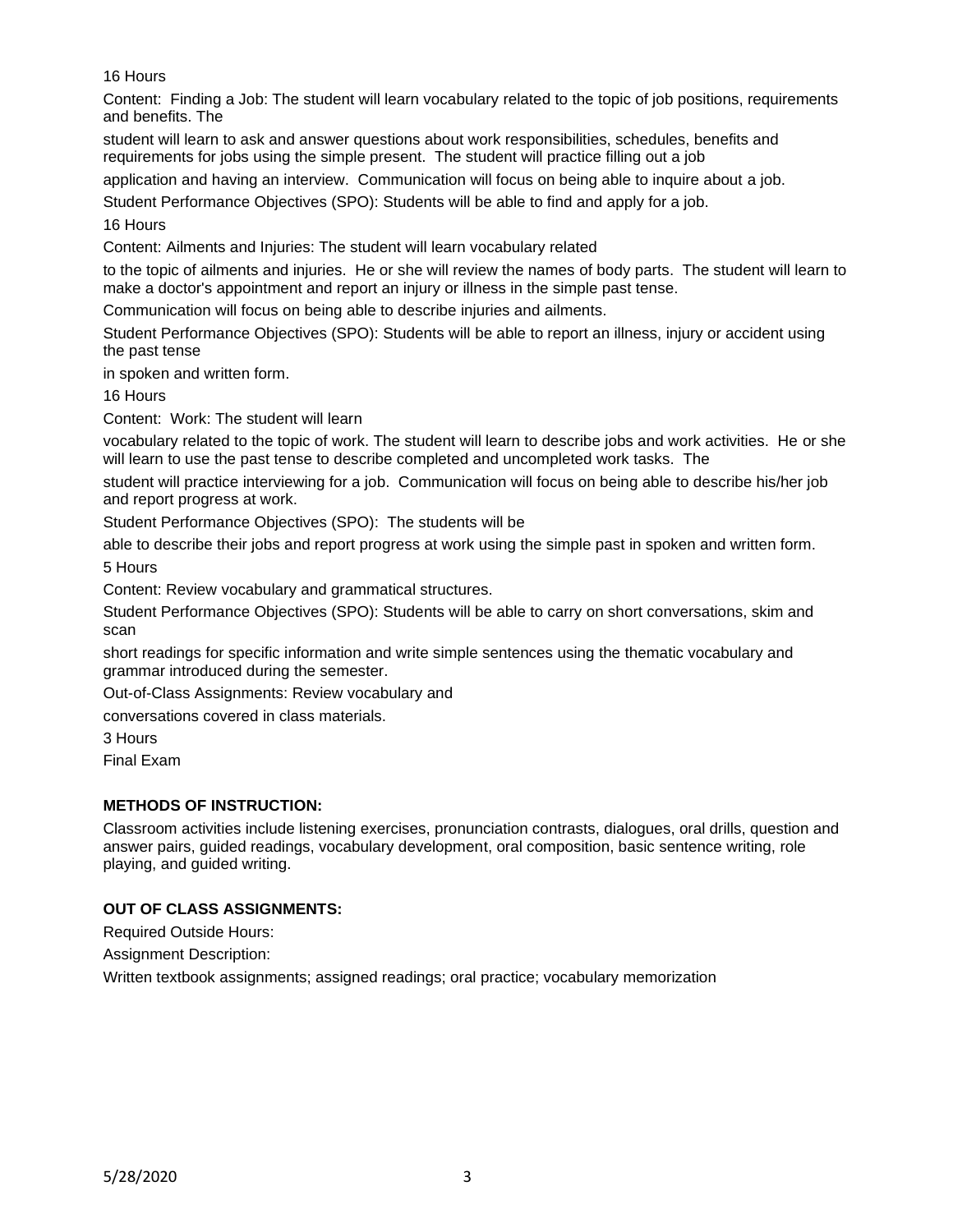16 Hours

Content: Finding a Job: The student will learn vocabulary related to the topic of job positions, requirements and benefits. The student will learn to ask and answer questions about work responsibilities, schedules, benefits and requirements for jobs using the simple present. The student will practice filling out a job application and having an interview. Communication will focus on being able to inquire about a job.

Student Performance Objectives (SPO): Students will be able to find and apply for a job.

16 Hours

Content: Ailments and Injuries: The student will learn vocabulary related to the topic of ailments and injuries. He or she will review the names of body parts. The student will learn to make a doctor's appointment and report an injury or illness in the simple past tense.

Communication will focus on being able to describe injuries and ailments.

Student Performance Objectives (SPO): Students will be able to report an illness, injury or accident using the past tense in spoken and written form.

16 Hours

Content: Work: The student will learn vocabulary related to the topic of work. The student will learn to describe jobs and work activities. He or she will learn to use the past tense to describe completed and uncompleted work tasks. The student will practice interviewing for a job. Communication will focus on being able to describe his/her job and report progress at work.

Student Performance Objectives (SPO): The students will be able to describe their jobs and report progress at work using the simple past in spoken and written form.

5 Hours

Content: Review vocabulary and grammatical structures.

Student Performance Objectives (SPO): Students will be able to carry on short conversations, skim and scan short readings for specific information and write simple sentences using the thematic vocabulary and grammar introduced during the semester.

Out-of-Class Assignments: Review vocabulary and conversations covered in class materials.

3 Hours

Final Exam

**METHODS OF INSTRUCTION:**

Classroom activities include listening exercises, pronunciation contrasts, dialogues, oral drills, question and answer pairs, guided readings, vocabulary development, oral composition, basic sentence writing, role playing, and guided writing.

**OUT OF CLASS ASSIGNMENTS:**

Required Outside Hours:

Assignment Description:

Written textbook assignments; assigned readings; oral practice; vocabulary memorization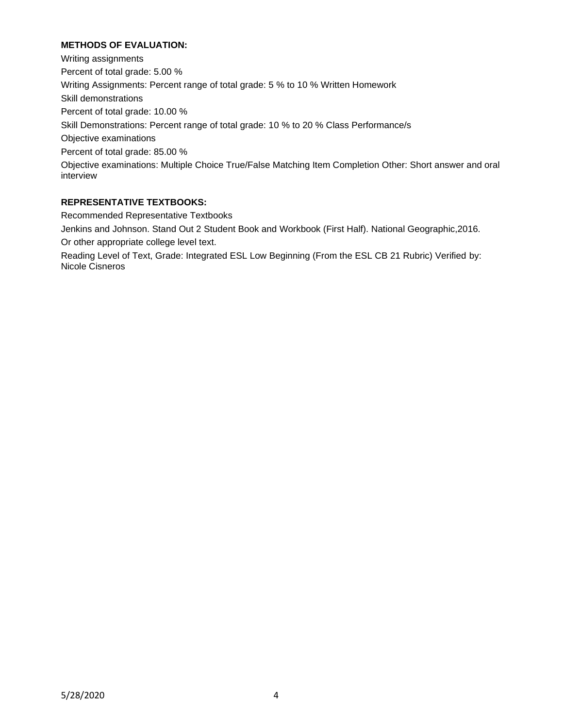**METHODS OF EVALUATION:**

Writing assignments

Percent of total grade: 5.00 %

Writing Assignments: Percent range of total grade: 5 % to 10 % Written Homework

Skill demonstrations

Percent of total grade: 10.00 %

Skill Demonstrations: Percent range of total grade: 10 % to 20 % Class Performance/s

Objective examinations

Percent of total grade: 85.00 %

Objective examinations: Multiple Choice True/False Matching Item Completion Other: Short answer and oral interview

**REPRESENTATIVE TEXTBOOKS:**

Recommended Representative Textbooks

Jenkins and Johnson. Stand Out 2 Student Book and Workbook (First Half). National Geographic,2016.

Or other appropriate college level text.

Reading Level of Text, Grade: Integrated ESL Low Beginning (From the ESL CB 21 Rubric) Verified by: Nicole Cisneros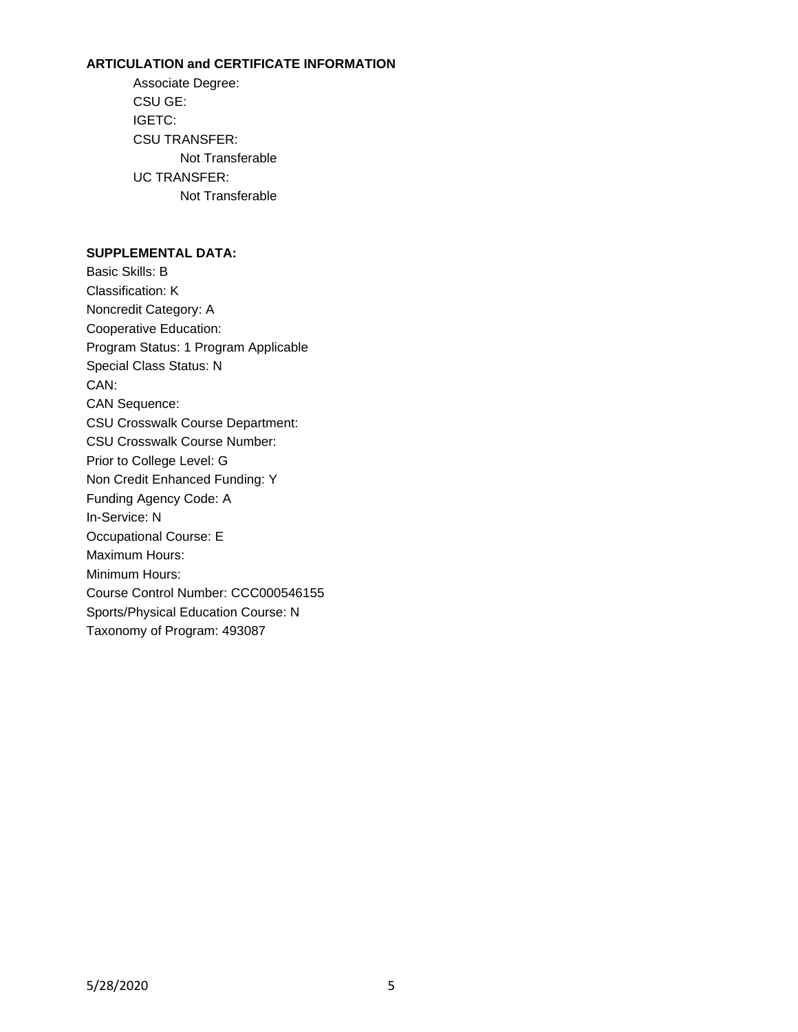**ARTICULATION and CERTIFICATE INFORMATION**

Associate Degree:

CSU GE:

IGETC:

CSU TRANSFER:

Not Transferable

UC TRANSFER:

Not Transferable

**SUPPLEMENTAL DATA:**

Basic Skills: B

Classification: K

Noncredit Category: A

Cooperative Education:

Program Status: 1 Program Applicable

Special Class Status: N

CAN:

CAN Sequence:

CSU Crosswalk Course Department:

CSU Crosswalk Course Number:

Prior to College Level: G

Non Credit Enhanced Funding: Y

Funding Agency Code: A

In-Service: N

Occupational Course: E

Maximum Hours:

Minimum Hours:

Course Control Number: CCC000546155

Sports/Physical Education Course: N

Taxonomy of Program: 493087